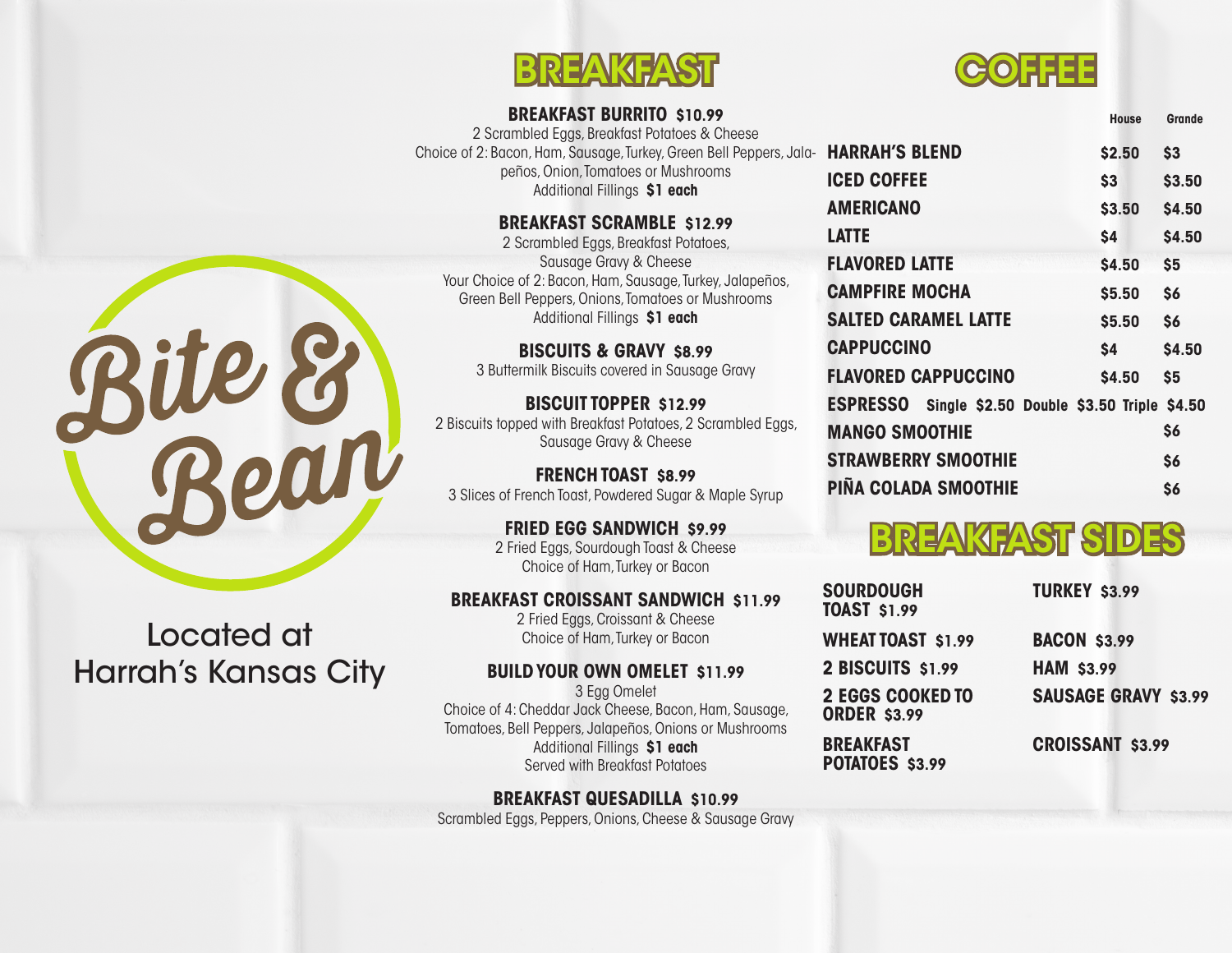# Bite & Bean

Located at Harrah's Kansas City

## BREAKFAST

**BREAKFAST BURRITO $10.99**
2 Scrambled Eggs, Breakfast Potatoes & Cheese
Choice of 2: Bacon, Ham, Sausage, Turkey, Green Bell Peppers, Jalapeños, Onion, Tomatoes or Mushrooms
Additional Fillings **$1 each**

**BREAKFAST SCRAMBLE $12.99**
2 Scrambled Eggs, Breakfast Potatoes, Sausage Gravy & Cheese
Your Choice of 2: Bacon, Ham, Sausage, Turkey, Jalapeños, Green Bell Peppers, Onions, Tomatoes or Mushrooms
Additional Fillings **$1 each**

**BISCUITS & GRAVY $8.99**
3 Buttermilk Biscuits covered in Sausage Gravy

**BISCUIT TOPPER $12.99**
2 Biscuits topped with Breakfast Potatoes, 2 Scrambled Eggs, Sausage Gravy & Cheese

**FRENCH TOAST $8.99**
3 Slices of French Toast, Powdered Sugar & Maple Syrup

**FRIED EGG SANDWICH $9.99**
2 Fried Eggs, Sourdough Toast & Cheese
Choice of Ham, Turkey or Bacon

**BREAKFAST CROISSANT SANDWICH $11.99**
2 Fried Eggs, Croissant & Cheese
Choice of Ham, Turkey or Bacon

**BUILD YOUR OWN OMELET $11.99**
3 Egg Omelet
Choice of 4: Cheddar Jack Cheese, Bacon, Ham, Sausage, Tomatoes, Bell Peppers, Jalapeños, Onions or Mushrooms
Additional Fillings **$1 each**
Served with Breakfast Potatoes

**BREAKFAST QUESADILLA $10.99**
Scrambled Eggs, Peppers, Onions, Cheese & Sausage Gravy

## COFFEE

| | House | Grande |
|---|---|---|
| **HARRAH'S BLEND** | $2.50 | $3 |
| **ICED COFFEE** | $3 | $3.50 |
| **AMERICANO** | $3.50 | $4.50 |
| **LATTE** | $4 | $4.50 |
| **FLAVORED LATTE** | $4.50 | $5 |
| **CAMPFIRE MOCHA** | $5.50 | $6 |
| **SALTED CARAMEL LATTE** | $5.50 | $6 |
| **CAPPUCCINO** | $4 | $4.50 |
| **FLAVORED CAPPUCCINO** | $4.50 | $5 |
| **ESPRESSO** Single $2.50 Double $3.50 Triple $4.50 | | |
| **MANGO SMOOTHIE** | | $6 |
| **STRAWBERRY SMOOTHIE** | | $6 |
| **PIÑA COLADA SMOOTHIE** | | $6 |

## BREAKFAST SIDES

**SOURDOUGH TOAST $1.99**

**WHEAT TOAST $1.99**

**2 BISCUITS $1.99**

**2 EGGS COOKED TO ORDER $3.99**

**BREAKFAST POTATOES $3.99**

**TURKEY $3.99**

**BACON $3.99**

**HAM $3.99**

**SAUSAGE GRAVY $3.99**

**CROISSANT $3.99**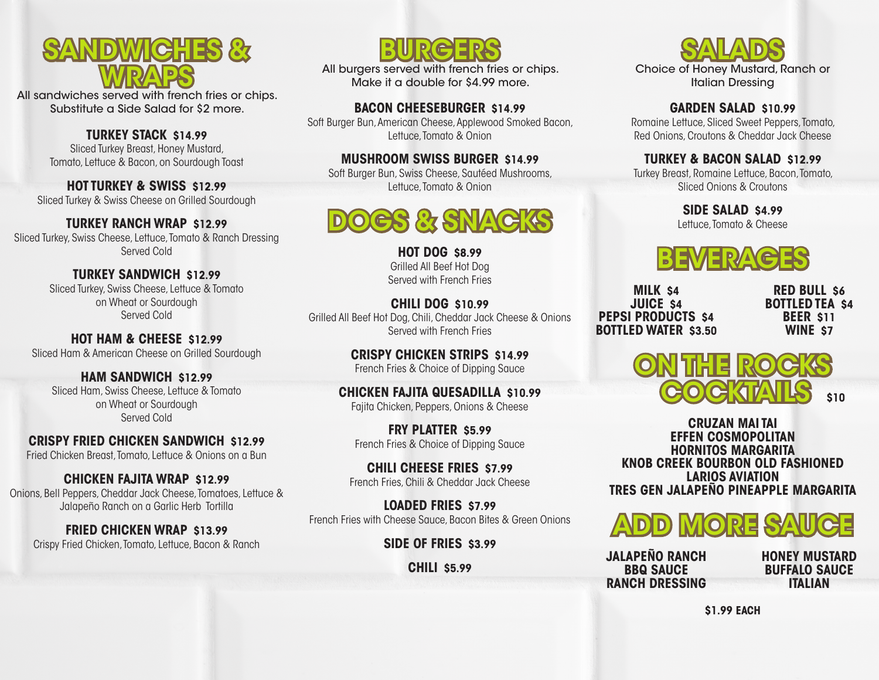## SANDWICHES & WRAPS

All sandwiches served with french fries or chips.
Substitute a Side Salad for $2 more.

**TURKEY STACK $14.99**
Sliced Turkey Breast, Honey Mustard,
Tomato, Lettuce & Bacon, on Sourdough Toast

**HOT TURKEY & SWISS $12.99**
Sliced Turkey & Swiss Cheese on Grilled Sourdough

**TURKEY RANCH WRAP $12.99**
Sliced Turkey, Swiss Cheese, Lettuce, Tomato & Ranch Dressing
Served Cold

**TURKEY SANDWICH $12.99**
Sliced Turkey, Swiss Cheese, Lettuce & Tomato
on Wheat or Sourdough
Served Cold

**HOT HAM & CHEESE $12.99**
Sliced Ham & American Cheese on Grilled Sourdough

**HAM SANDWICH $12.99**
Sliced Ham, Swiss Cheese, Lettuce & Tomato
on Wheat or Sourdough
Served Cold

**CRISPY FRIED CHICKEN SANDWICH $12.99**
Fried Chicken Breast, Tomato, Lettuce & Onions on a Bun

**CHICKEN FAJITA WRAP $12.99**
Onions, Bell Peppers, Cheddar Jack Cheese, Tomatoes, Lettuce &
Jalapeño Ranch on a Garlic Herb Tortilla

**FRIED CHICKEN WRAP $13.99**
Crispy Fried Chicken, Tomato, Lettuce, Bacon & Ranch

## BURGERS

All burgers served with french fries or chips.
Make it a double for $4.99 more.

**BACON CHEESEBURGER $14.99**
Soft Burger Bun, American Cheese, Applewood Smoked Bacon,
Lettuce, Tomato & Onion

**MUSHROOM SWISS BURGER $14.99**
Soft Burger Bun, Swiss Cheese, Sautéed Mushrooms,
Lettuce, Tomato & Onion

## DOGS & SNACKS

**HOT DOG $8.99**
Grilled All Beef Hot Dog
Served with French Fries

**CHILI DOG $10.99**
Grilled All Beef Hot Dog, Chili, Cheddar Jack Cheese & Onions
Served with French Fries

**CRISPY CHICKEN STRIPS $14.99**
French Fries & Choice of Dipping Sauce

**CHICKEN FAJITA QUESADILLA $10.99**
Fajita Chicken, Peppers, Onions & Cheese

**FRY PLATTER $5.99**
French Fries & Choice of Dipping Sauce

**CHILI CHEESE FRIES $7.99**
French Fries, Chili & Cheddar Jack Cheese

**LOADED FRIES $7.99**
French Fries with Cheese Sauce, Bacon Bites & Green Onions

**SIDE OF FRIES $3.99**

**CHILI $5.99**

## SALADS

Choice of Honey Mustard, Ranch or
Italian Dressing

**GARDEN SALAD $10.99**
Romaine Lettuce, Sliced Sweet Peppers, Tomato,
Red Onions, Croutons & Cheddar Jack Cheese

**TURKEY & BACON SALAD $12.99**
Turkey Breast, Romaine Lettuce, Bacon, Tomato,
Sliced Onions & Croutons

**SIDE SALAD $4.99**
Lettuce, Tomato & Cheese

## BEVERAGES

**MILK $4**
**JUICE $4**
**PEPSI PRODUCTS $4**
**BOTTLED WATER $3.50**
**RED BULL $6**
**BOTTLED TEA $4**
**BEER $11**
**WINE $7**

## ON THE ROCKS COCKTAILS $10

**CRUZAN MAI TAI**
**EFFEN COSMOPOLITAN**
**HORNITOS MARGARITA**
**KNOB CREEK BOURBON OLD FASHIONED**
**LARIOS AVIATION**
**TRES GEN JALAPEÑO PINEAPPLE MARGARITA**

## ADD MORE SAUCE

**JALAPEÑO RANCH**
**BBQ SAUCE**
**RANCH DRESSING**
**HONEY MUSTARD**
**BUFFALO SAUCE**
**ITALIAN**

**$1.99 EACH**